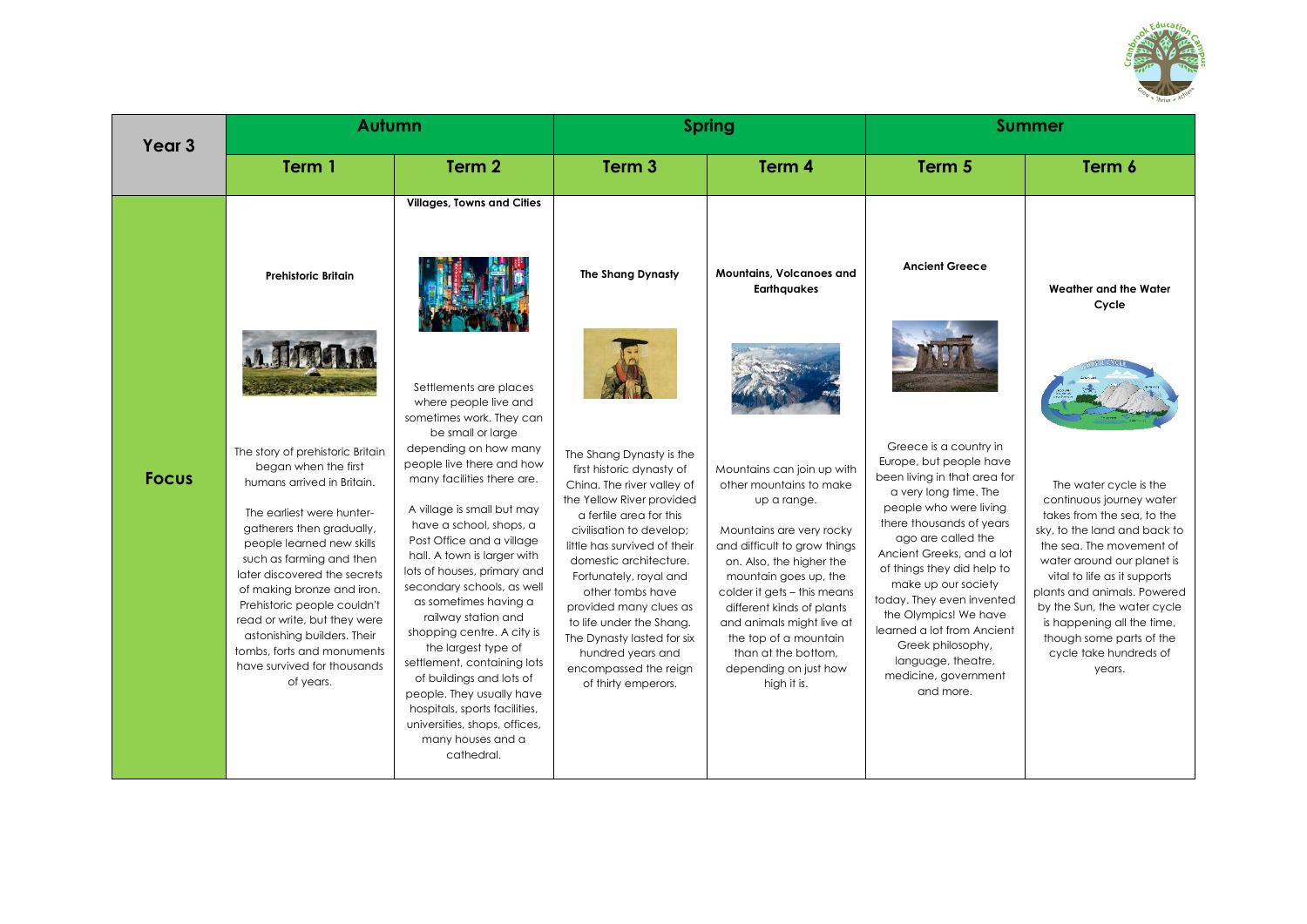| Year 3 | Autumn | | Spring | | Summer | |
|---|---|---|---|---|---|---|
| | **Term 1** | **Term 2** | **Term 3** | **Term 4** | **Term 5** | **Term 6** |
| **Focus** | **Prehistoric Britain**<br><br>The story of prehistoric Britain began when the first humans arrived in Britain.<br><br>The earliest were hunter-gatherers then gradually, people learned new skills such as farming and then later discovered the secrets of making bronze and iron. Prehistoric people couldn't read or write, but they were astonishing builders. Their tombs, forts and monuments have survived for thousands of years. | **Villages, Towns and Cities**<br><br>Settlements are places where people live and sometimes work. They can be small or large depending on how many people live there and how many facilities there are.<br><br>A village is small but may have a school, shops, a Post Office and a village hall. A town is larger with lots of houses, primary and secondary schools, as well as sometimes having a railway station and shopping centre. A city is the largest type of settlement, containing lots of buildings and lots of people. They usually have hospitals, sports facilities, universities, shops, offices, many houses and a cathedral. | **The Shang Dynasty**<br><br>The Shang Dynasty is the first historic dynasty of China. The river valley of the Yellow River provided a fertile area for this civilisation to develop; little has survived of their domestic architecture. Fortunately, royal and other tombs have provided many clues as to life under the Shang. The Dynasty lasted for six hundred years and encompassed the reign of thirty emperors. | **Mountains, Volcanoes and Earthquakes**<br><br>Mountains can join up with other mountains to make up a range.<br><br>Mountains are very rocky and difficult to grow things on. Also, the higher the mountain goes up, the colder it gets – this means different kinds of plants and animals might live at the top of a mountain than at the bottom, depending on just how high it is. | **Ancient Greece**<br><br>Greece is a country in Europe, but people have been living in that area for a very long time. The people who were living there thousands of years ago are called the Ancient Greeks, and a lot of things they did help to make up our society today. They even invented the Olympics! We have learned a lot from Ancient Greek philosophy, language, theatre, medicine, government and more. | **Weather and the Water Cycle**<br><br>The water cycle is the continuous journey water takes from the sea, to the sky, to the land and back to the sea. The movement of water around our planet is vital to life as it supports plants and animals. Powered by the Sun, the water cycle is happening all the time, though some parts of the cycle take hundreds of years. |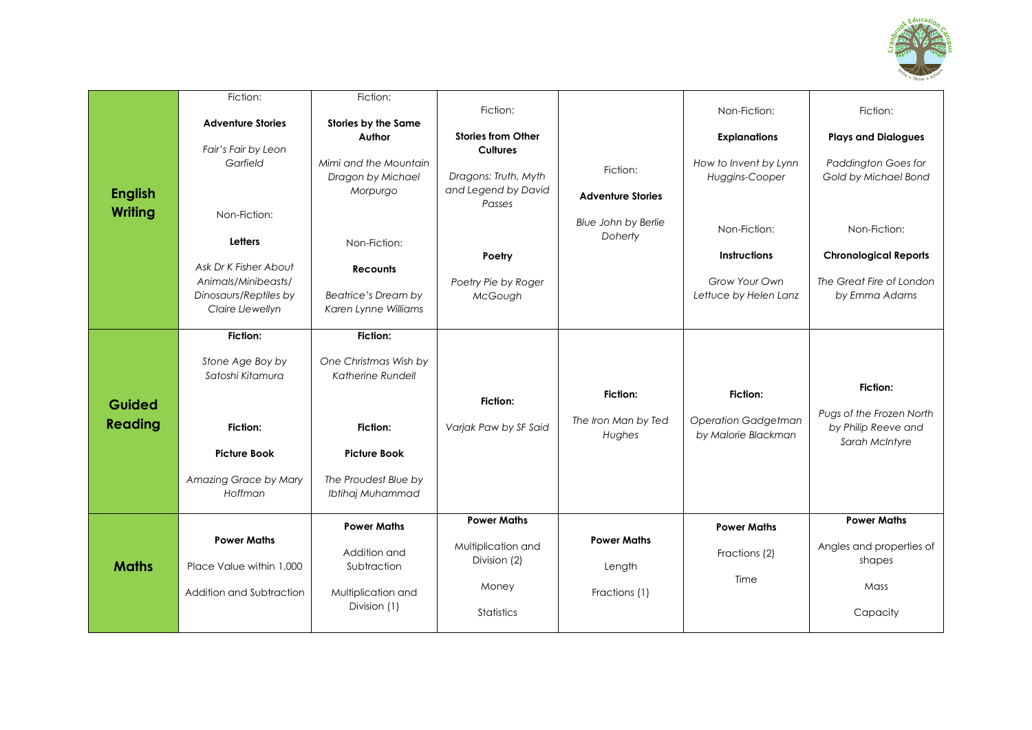| | | | | | | |
|---|---|---|---|---|---|---|
| **English Writing** | Fiction:<br><br>**Adventure Stories**<br><br>*Fair's Fair by Leon Garfield*<br><br>Non-Fiction:<br><br>**Letters**<br><br>*Ask Dr K Fisher About Animals/Minibeasts/ Dinosaurs/Reptiles by Claire Llewellyn* | Fiction:<br><br>**Stories by the Same Author**<br><br>*Mimi and the Mountain Dragon by Michael Morpurgo*<br><br>Non-Fiction:<br><br>**Recounts**<br><br>*Beatrice's Dream by Karen Lynne Williams* | Fiction:<br><br>**Stories from Other Cultures**<br><br>*Dragons: Truth, Myth and Legend by David Passes*<br><br>**Poetry**<br><br>*Poetry Pie by Roger McGough* | Fiction:<br><br>**Adventure Stories**<br><br>*Blue John by Berlie Doherty* | Non-Fiction:<br><br>**Explanations**<br><br>*How to Invent by Lynn Huggins-Cooper*<br><br>Non-Fiction:<br><br>**Instructions**<br><br>*Grow Your Own Lettuce by Helen Lanz* | Fiction:<br><br>**Plays and Dialogues**<br><br>*Paddington Goes for Gold by Michael Bond*<br><br>Non-Fiction:<br><br>**Chronological Reports**<br><br>*The Great Fire of London by Emma Adams* |
| **Guided Reading** | **Fiction:**<br><br>*Stone Age Boy by Satoshi Kitamura*<br><br>**Fiction:**<br><br>**Picture Book**<br><br>*Amazing Grace by Mary Hoffman* | **Fiction:**<br><br>*One Christmas Wish by Katherine Rundell*<br><br>**Fiction:**<br><br>**Picture Book**<br><br>*The Proudest Blue by Ibtihaj Muhammad* | **Fiction:**<br><br>*Varjak Paw by SF Said* | **Fiction:**<br><br>*The Iron Man by Ted Hughes* | **Fiction:**<br><br>*Operation Gadgetman by Malorie Blackman* | **Fiction:**<br><br>*Pugs of the Frozen North by Philip Reeve and Sarah McIntyre* |
| **Maths** | **Power Maths**<br><br>Place Value within 1,000<br><br>Addition and Subtraction | **Power Maths**<br><br>Addition and Subtraction<br><br>Multiplication and Division (1) | **Power Maths**<br><br>Multiplication and Division (2)<br><br>Money<br><br>Statistics | **Power Maths**<br><br>Length<br><br>Fractions (1) | **Power Maths**<br><br>Fractions (2)<br><br>Time | **Power Maths**<br><br>Angles and properties of shapes<br><br>Mass<br><br>Capacity |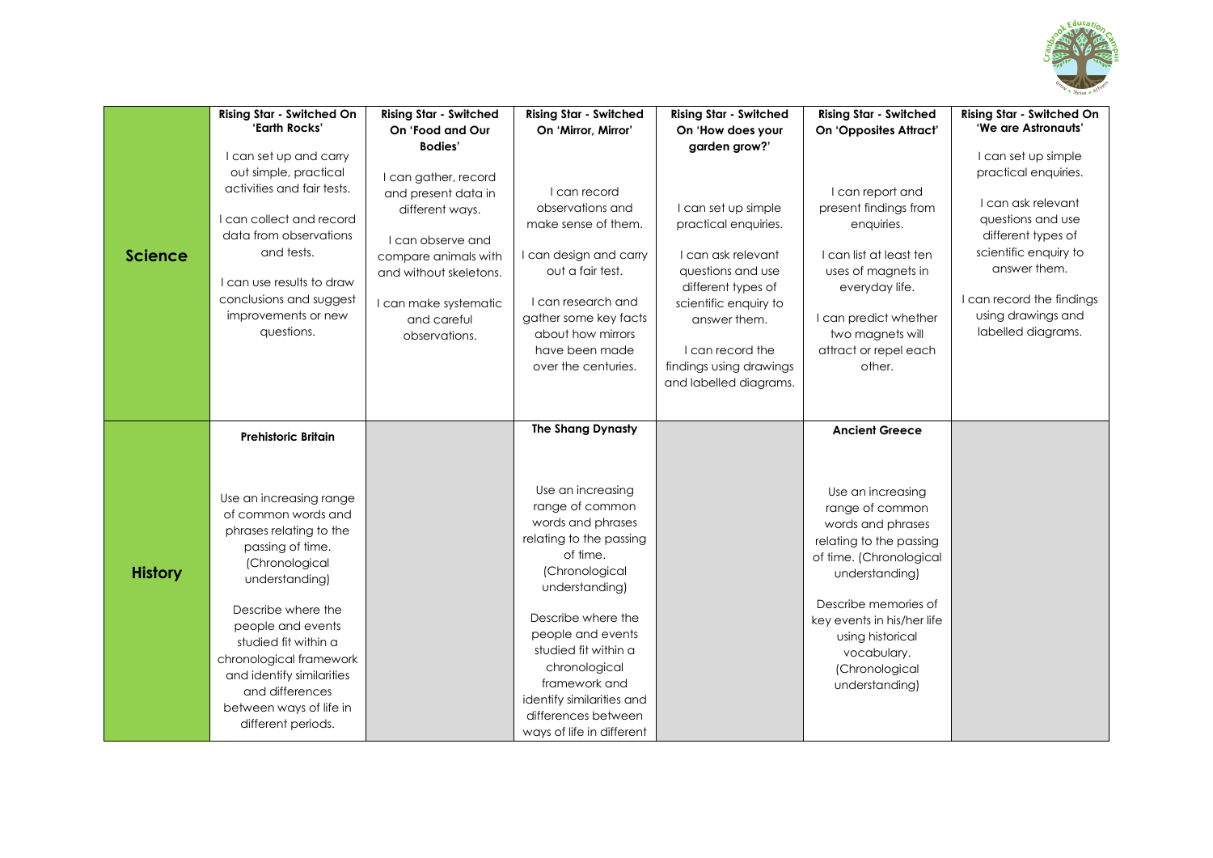| | | | | | | |
|---|---|---|---|---|---|---|
| **Science** | **Rising Star - Switched On 'Earth Rocks'**<br><br>I can set up and carry out simple, practical activities and fair tests.<br><br>I can collect and record data from observations and tests.<br><br>I can use results to draw conclusions and suggest improvements or new questions. | **Rising Star - Switched On 'Food and Our Bodies'**<br><br>I can gather, record and present data in different ways.<br><br>I can observe and compare animals with and without skeletons.<br><br>I can make systematic and careful observations. | **Rising Star - Switched On 'Mirror, Mirror'**<br><br>I can record observations and make sense of them.<br><br>I can design and carry out a fair test.<br><br>I can research and gather some key facts about how mirrors have been made over the centuries. | **Rising Star - Switched On 'How does your garden grow?'**<br><br>I can set up simple practical enquiries.<br><br>I can ask relevant questions and use different types of scientific enquiry to answer them.<br><br>I can record the findings using drawings and labelled diagrams. | **Rising Star - Switched On 'Opposites Attract'**<br><br>I can report and present findings from enquiries.<br><br>I can list at least ten uses of magnets in everyday life.<br><br>I can predict whether two magnets will attract or repel each other. | **Rising Star - Switched On 'We are Astronauts'**<br><br>I can set up simple practical enquiries.<br><br>I can ask relevant questions and use different types of scientific enquiry to answer them.<br><br>I can record the findings using drawings and labelled diagrams. |
| **History** | **Prehistoric Britain**<br><br>Use an increasing range of common words and phrases relating to the passing of time. (Chronological understanding)<br><br>Describe where the people and events studied fit within a chronological framework and identify similarities and differences between ways of life in different periods. | | **The Shang Dynasty**<br><br>Use an increasing range of common words and phrases relating to the passing of time. (Chronological understanding)<br><br>Describe where the people and events studied fit within a chronological framework and identify similarities and differences between ways of life in different | | **Ancient Greece**<br><br>Use an increasing range of common words and phrases relating to the passing of time. (Chronological understanding)<br><br>Describe memories of key events in his/her life using historical vocabulary. (Chronological understanding) | |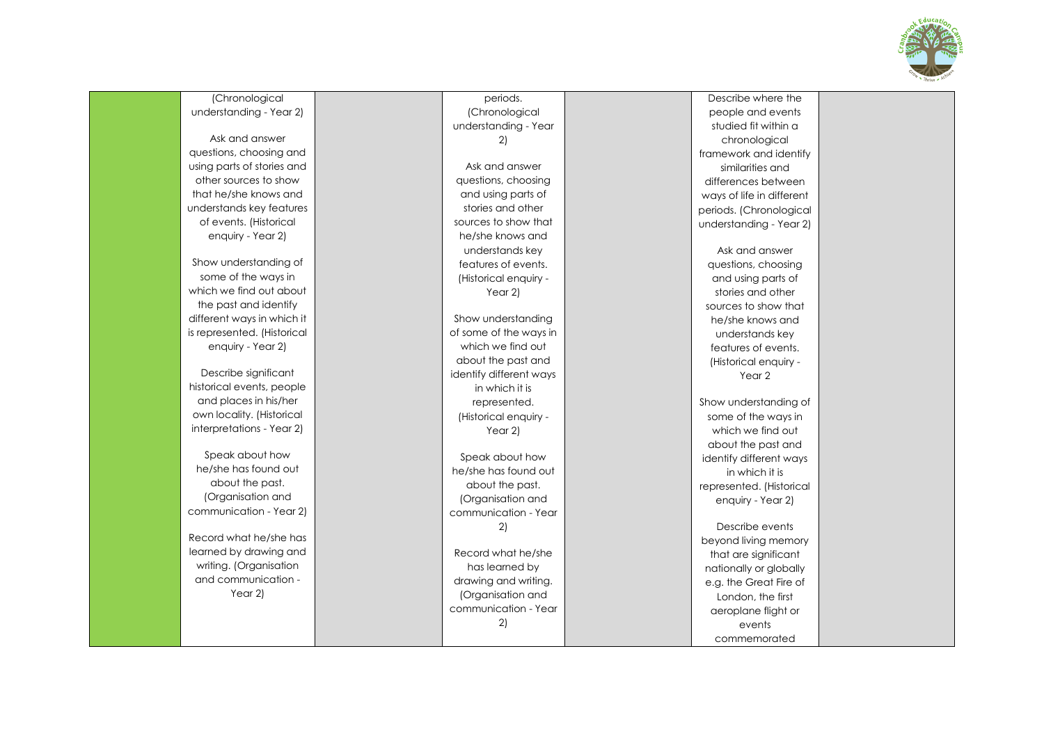| | | | | | | |
|---|---|---|---|---|---|---|
| | (Chronological understanding - Year 2)<br><br>Ask and answer questions, choosing and using parts of stories and other sources to show that he/she knows and understands key features of events. (Historical enquiry - Year 2)<br><br>Show understanding of some of the ways in which we find out about the past and identify different ways in which it is represented. (Historical enquiry - Year 2)<br><br>Describe significant historical events, people and places in his/her own locality. (Historical interpretations - Year 2)<br><br>Speak about how he/she has found out about the past. (Organisation and communication - Year 2)<br><br>Record what he/she has learned by drawing and writing. (Organisation and communication - Year 2) | | periods. (Chronological understanding - Year 2)<br><br>Ask and answer questions, choosing and using parts of stories and other sources to show that he/she knows and understands key features of events. (Historical enquiry - Year 2)<br><br>Show understanding of some of the ways in which we find out about the past and identify different ways in which it is represented. (Historical enquiry - Year 2)<br><br>Speak about how he/she has found out about the past. (Organisation and communication - Year 2)<br><br>Record what he/she has learned by drawing and writing. (Organisation and communication - Year 2) | | Describe where the people and events studied fit within a chronological framework and identify similarities and differences between ways of life in different periods. (Chronological understanding - Year 2)<br><br>Ask and answer questions, choosing and using parts of stories and other sources to show that he/she knows and understands key features of events. (Historical enquiry - Year 2<br><br>Show understanding of some of the ways in which we find out about the past and identify different ways in which it is represented. (Historical enquiry - Year 2)<br><br>Describe events beyond living memory that are significant nationally or globally e.g. the Great Fire of London, the first aeroplane flight or events commemorated | |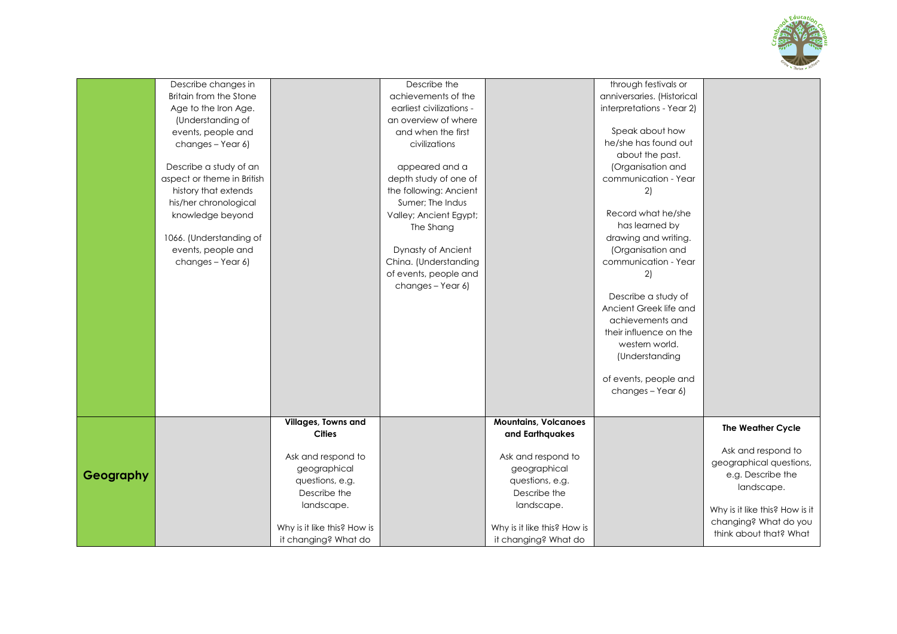|  |  |  |  |  |  |  |
|---|---|---|---|---|---|---|
|  | Describe changes in Britain from the Stone Age to the Iron Age. (Understanding of events, people and changes – Year 6)<br><br>Describe a study of an aspect or theme in British history that extends his/her chronological knowledge beyond<br><br>1066. (Understanding of events, people and changes – Year 6) |  | Describe the achievements of the earliest civilizations - an overview of where and when the first civilizations<br><br>appeared and a depth study of one of the following: Ancient Sumer; The Indus Valley; Ancient Egypt; The Shang<br><br>Dynasty of Ancient China. (Understanding of events, people and changes – Year 6) |  | through festivals or anniversaries. (Historical interpretations - Year 2)<br><br>Speak about how he/she has found out about the past. (Organisation and communication - Year 2)<br><br>Record what he/she has learned by drawing and writing. (Organisation and communication - Year 2)<br><br>Describe a study of Ancient Greek life and achievements and their influence on the western world. (Understanding<br><br>of events, people and changes – Year 6) |  |
| **Geography** |  | **Villages, Towns and Cities**<br><br>Ask and respond to geographical questions, e.g. Describe the landscape.<br><br>Why is it like this? How is it changing? What do |  | **Mountains, Volcanoes and Earthquakes**<br><br>Ask and respond to geographical questions, e.g. Describe the landscape.<br><br>Why is it like this? How is it changing? What do |  | **The Weather Cycle**<br><br>Ask and respond to geographical questions, e.g. Describe the landscape.<br><br>Why is it like this? How is it changing? What do you think about that? What |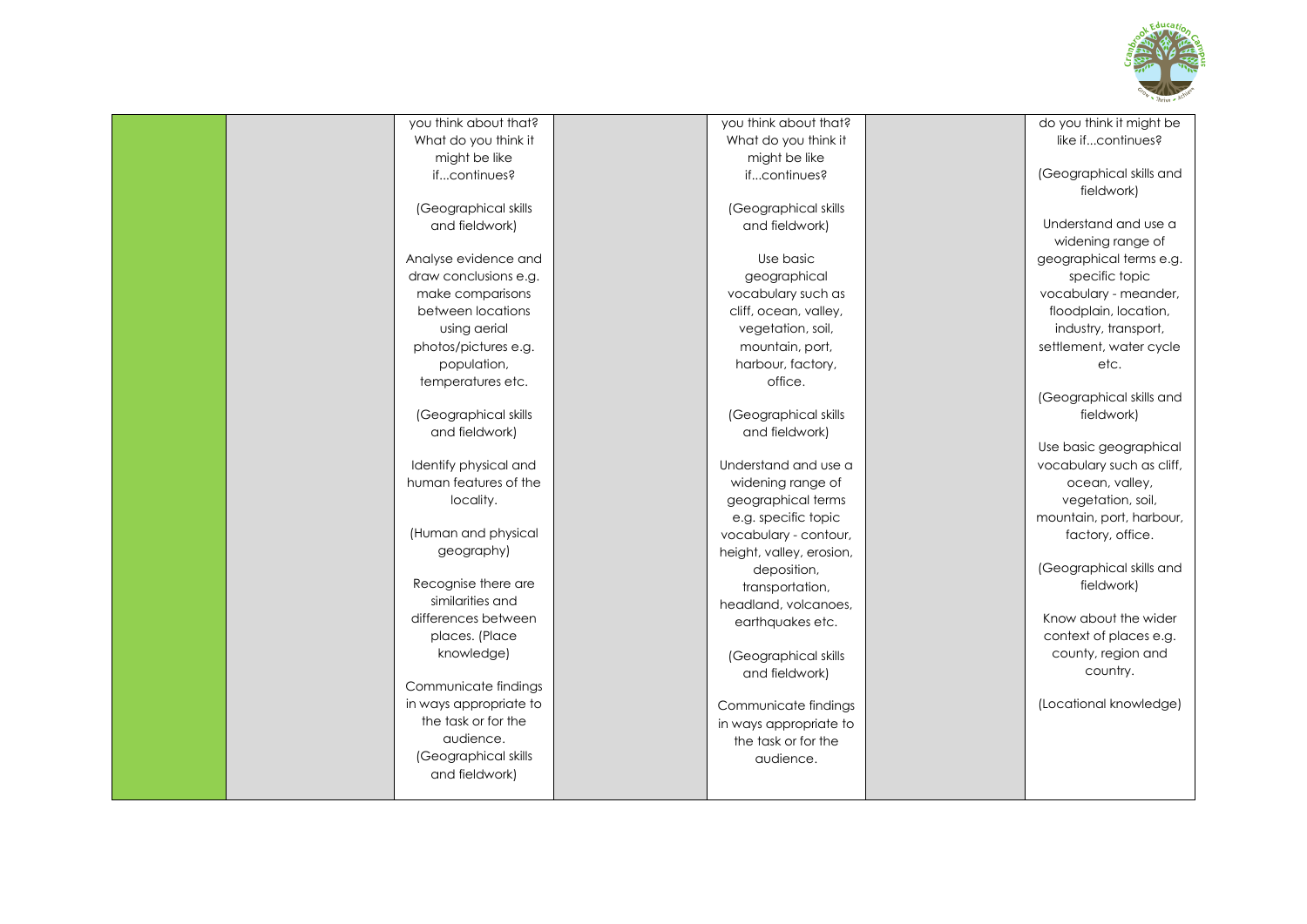| | | | | | | |
|---|---|---|---|---|---|---|
| | | you think about that? What do you think it might be like if...continues?<br><br>(Geographical skills and fieldwork)<br><br>Analyse evidence and draw conclusions e.g. make comparisons between locations using aerial photos/pictures e.g. population, temperatures etc.<br><br>(Geographical skills and fieldwork)<br><br>Identify physical and human features of the locality.<br><br>(Human and physical geography)<br><br>Recognise there are similarities and differences between places. (Place knowledge)<br><br>Communicate findings in ways appropriate to the task or for the audience.<br>(Geographical skills and fieldwork) | | you think about that? What do you think it might be like if...continues?<br><br>(Geographical skills and fieldwork)<br><br>Use basic geographical vocabulary such as cliff, ocean, valley, vegetation, soil, mountain, port, harbour, factory, office.<br><br>(Geographical skills and fieldwork)<br><br>Understand and use a widening range of geographical terms e.g. specific topic vocabulary - contour, height, valley, erosion, deposition, transportation, headland, volcanoes, earthquakes etc.<br><br>(Geographical skills and fieldwork)<br><br>Communicate findings in ways appropriate to the task or for the audience. | | do you think it might be like if...continues?<br><br>(Geographical skills and fieldwork)<br><br>Understand and use a widening range of geographical terms e.g. specific topic vocabulary - meander, floodplain, location, industry, transport, settlement, water cycle etc.<br><br>(Geographical skills and fieldwork)<br><br>Use basic geographical vocabulary such as cliff, ocean, valley, vegetation, soil, mountain, port, harbour, factory, office.<br><br>(Geographical skills and fieldwork)<br><br>Know about the wider context of places e.g. county, region and country.<br><br>(Locational knowledge) |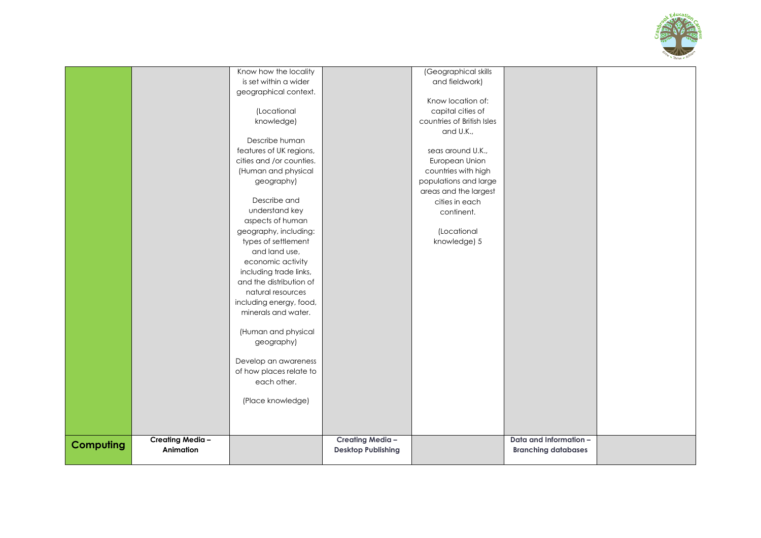| | | | | | | |
|---|---|---|---|---|---|---|
| | | Know how the locality is set within a wider geographical context.<br><br>(Locational knowledge)<br><br>Describe human features of UK regions, cities and /or counties. (Human and physical geography)<br><br>Describe and understand key aspects of human geography, including: types of settlement and land use, economic activity including trade links, and the distribution of natural resources including energy, food, minerals and water.<br><br>(Human and physical geography)<br><br>Develop an awareness of how places relate to each other.<br><br>(Place knowledge) | | (Geographical skills and fieldwork)<br><br>Know location of: capital cities of countries of British Isles and U.K.,<br><br>seas around U.K., European Union countries with high populations and large areas and the largest cities in each continent.<br><br>(Locational knowledge) 5 | | |
| **Computing** | **Creating Media – Animation** | | **Creating Media – Desktop Publishing** | | **Data and Information – Branching databases** | |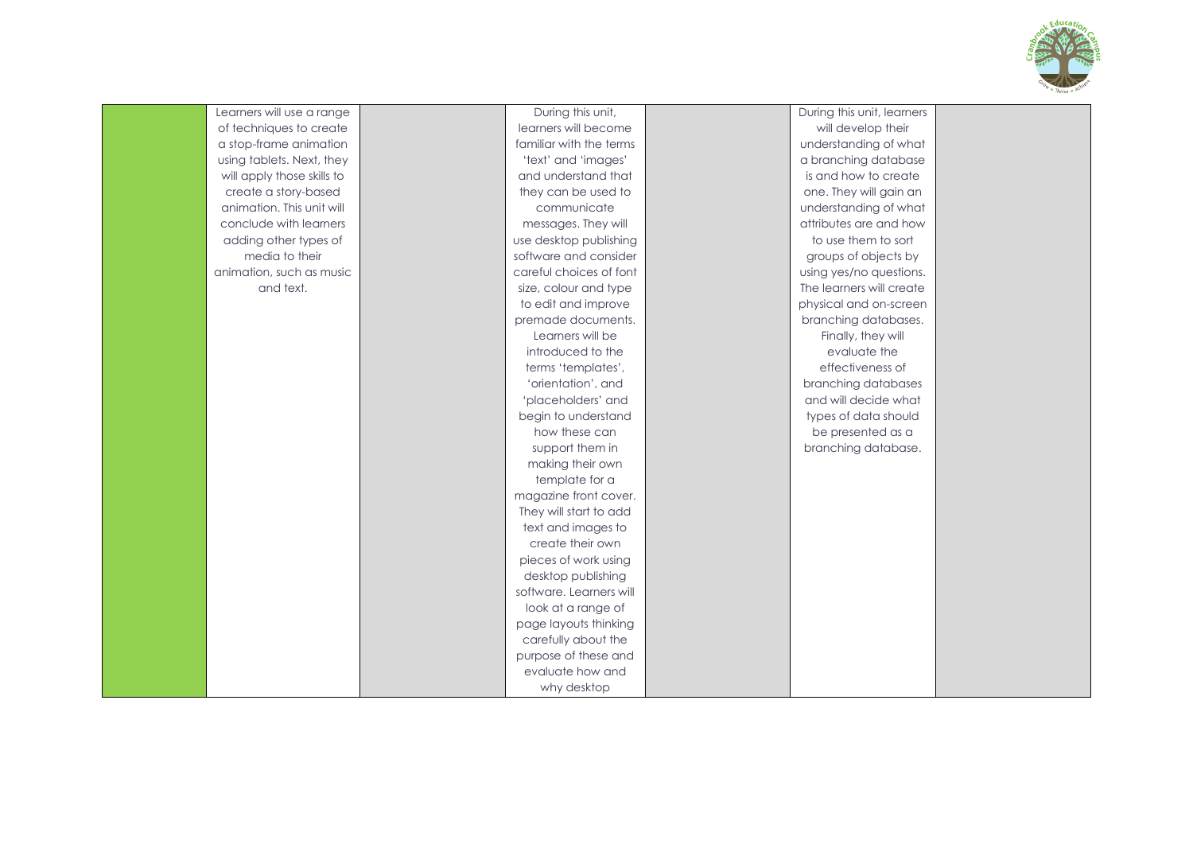| | | | | | | |
|---|---|---|---|---|---|---|
| | Learners will use a range of techniques to create a stop-frame animation using tablets. Next, they will apply those skills to create a story-based animation. This unit will conclude with learners adding other types of media to their animation, such as music and text. | | During this unit, learners will become familiar with the terms 'text' and 'images' and understand that they can be used to communicate messages. They will use desktop publishing software and consider careful choices of font size, colour and type to edit and improve premade documents. Learners will be introduced to the terms 'templates', 'orientation', and 'placeholders' and begin to understand how these can support them in making their own template for a magazine front cover. They will start to add text and images to create their own pieces of work using desktop publishing software. Learners will look at a range of page layouts thinking carefully about the purpose of these and evaluate how and why desktop | | During this unit, learners will develop their understanding of what a branching database is and how to create one. They will gain an understanding of what attributes are and how to use them to sort groups of objects by using yes/no questions. The learners will create physical and on-screen branching databases. Finally, they will evaluate the effectiveness of branching databases and will decide what types of data should be presented as a branching database. | |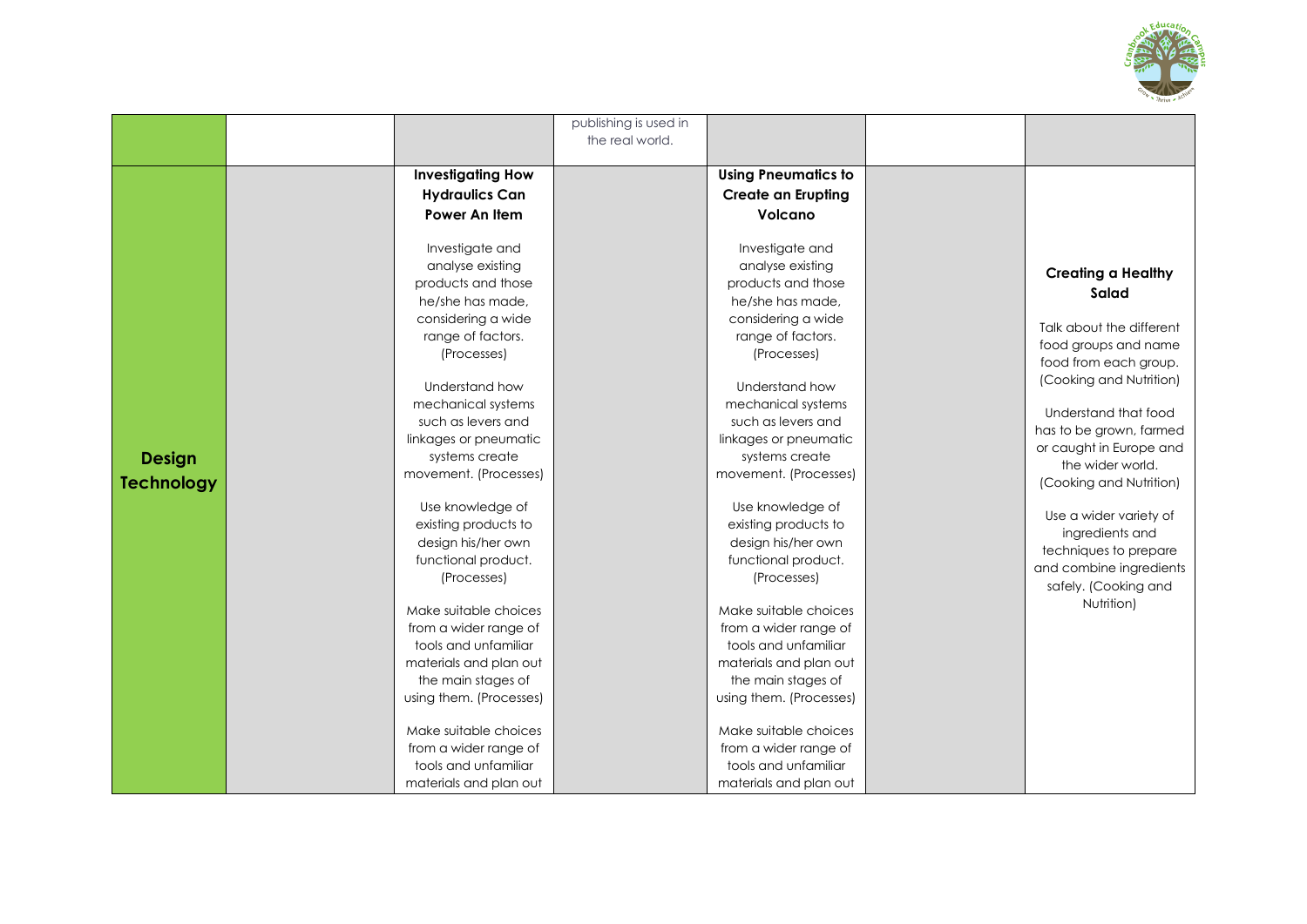| | | | | | | |
|---|---|---|---|---|---|---|
| | | | publishing is used in the real world. | | | |
| **Design Technology** | | **Investigating How Hydraulics Can Power An Item**<br><br>Investigate and analyse existing products and those he/she has made, considering a wide range of factors. (Processes)<br><br>Understand how mechanical systems such as levers and linkages or pneumatic systems create movement. (Processes)<br><br>Use knowledge of existing products to design his/her own functional product. (Processes)<br><br>Make suitable choices from a wider range of tools and unfamiliar materials and plan out the main stages of using them. (Processes)<br><br>Make suitable choices from a wider range of tools and unfamiliar materials and plan out | | **Using Pneumatics to Create an Erupting Volcano**<br><br>Investigate and analyse existing products and those he/she has made, considering a wide range of factors. (Processes)<br><br>Understand how mechanical systems such as levers and linkages or pneumatic systems create movement. (Processes)<br><br>Use knowledge of existing products to design his/her own functional product. (Processes)<br><br>Make suitable choices from a wider range of tools and unfamiliar materials and plan out the main stages of using them. (Processes)<br><br>Make suitable choices from a wider range of tools and unfamiliar materials and plan out | | **Creating a Healthy Salad**<br><br>Talk about the different food groups and name food from each group. (Cooking and Nutrition)<br><br>Understand that food has to be grown, farmed or caught in Europe and the wider world. (Cooking and Nutrition)<br><br>Use a wider variety of ingredients and techniques to prepare and combine ingredients safely. (Cooking and Nutrition) |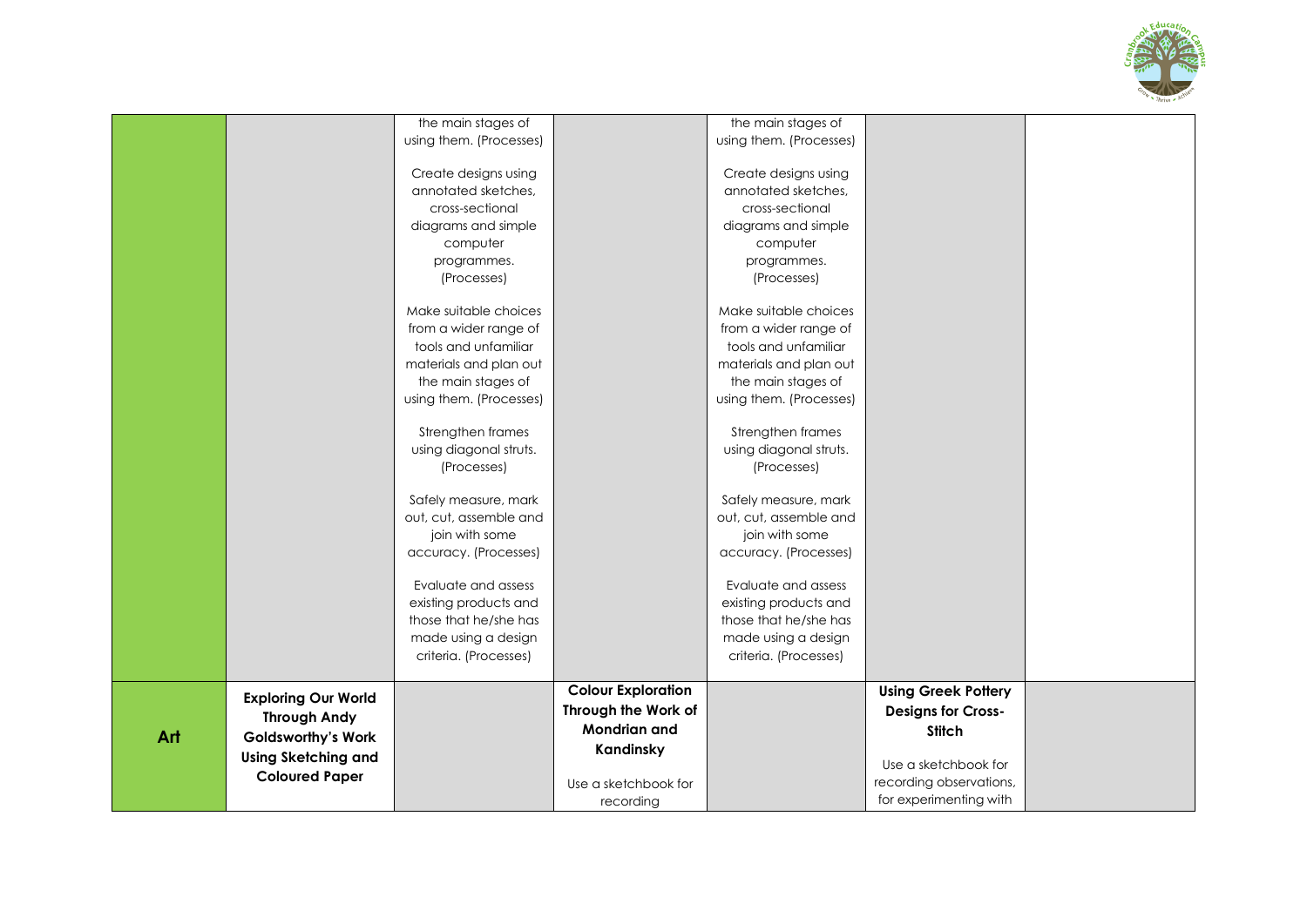| | | | | | | |
|---|---|---|---|---|---|---|
| | | the main stages of using them. (Processes)<br><br>Create designs using annotated sketches, cross-sectional diagrams and simple computer programmes. (Processes)<br><br>Make suitable choices from a wider range of tools and unfamiliar materials and plan out the main stages of using them. (Processes)<br><br>Strengthen frames using diagonal struts. (Processes)<br><br>Safely measure, mark out, cut, assemble and join with some accuracy. (Processes)<br><br>Evaluate and assess existing products and those that he/she has made using a design criteria. (Processes) | | the main stages of using them. (Processes)<br><br>Create designs using annotated sketches, cross-sectional diagrams and simple computer programmes. (Processes)<br><br>Make suitable choices from a wider range of tools and unfamiliar materials and plan out the main stages of using them. (Processes)<br><br>Strengthen frames using diagonal struts. (Processes)<br><br>Safely measure, mark out, cut, assemble and join with some accuracy. (Processes)<br><br>Evaluate and assess existing products and those that he/she has made using a design criteria. (Processes) | | |
| **Art** | **Exploring Our World Through Andy Goldsworthy's Work Using Sketching and Coloured Paper** | | **Colour Exploration Through the Work of Mondrian and Kandinsky**<br><br>Use a sketchbook for recording | | **Using Greek Pottery Designs for Cross-Stitch**<br><br>Use a sketchbook for recording observations, for experimenting with | |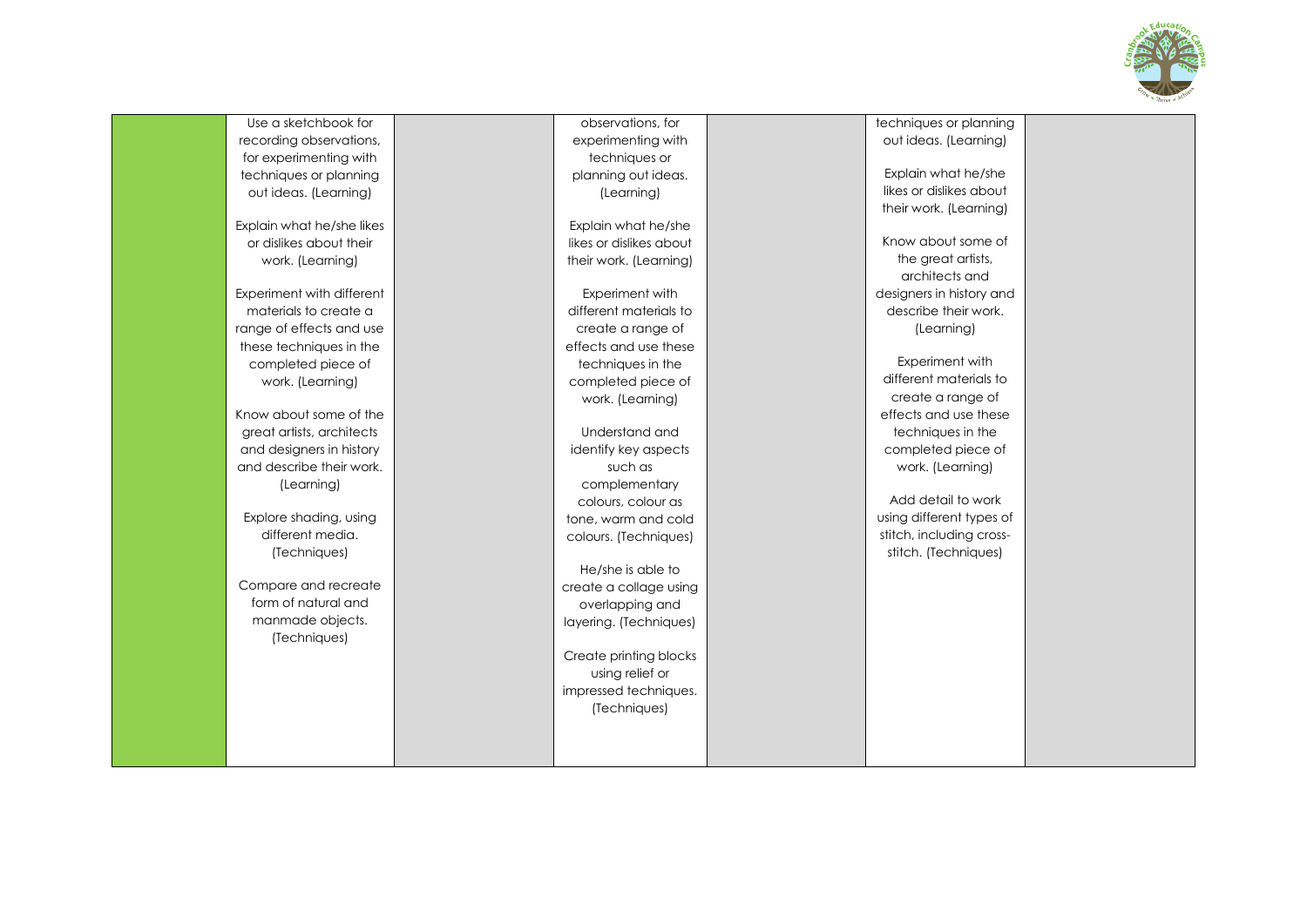| | | | | | | |
|---|---|---|---|---|---|---|
| | Use a sketchbook for recording observations, for experimenting with techniques or planning out ideas. (Learning)<br><br>Explain what he/she likes or dislikes about their work. (Learning)<br><br>Experiment with different materials to create a range of effects and use these techniques in the completed piece of work. (Learning)<br><br>Know about some of the great artists, architects and designers in history and describe their work. (Learning)<br><br>Explore shading, using different media. (Techniques)<br><br>Compare and recreate form of natural and manmade objects. (Techniques) | | observations, for experimenting with techniques or planning out ideas. (Learning)<br><br>Explain what he/she likes or dislikes about their work. (Learning)<br><br>Experiment with different materials to create a range of effects and use these techniques in the completed piece of work. (Learning)<br><br>Understand and identify key aspects such as complementary colours, colour as tone, warm and cold colours. (Techniques)<br><br>He/she is able to create a collage using overlapping and layering. (Techniques)<br><br>Create printing blocks using relief or impressed techniques. (Techniques) | | techniques or planning out ideas. (Learning)<br><br>Explain what he/she likes or dislikes about their work. (Learning)<br><br>Know about some of the great artists, architects and designers in history and describe their work. (Learning)<br><br>Experiment with different materials to create a range of effects and use these techniques in the completed piece of work. (Learning)<br><br>Add detail to work using different types of stitch, including cross-stitch. (Techniques) | |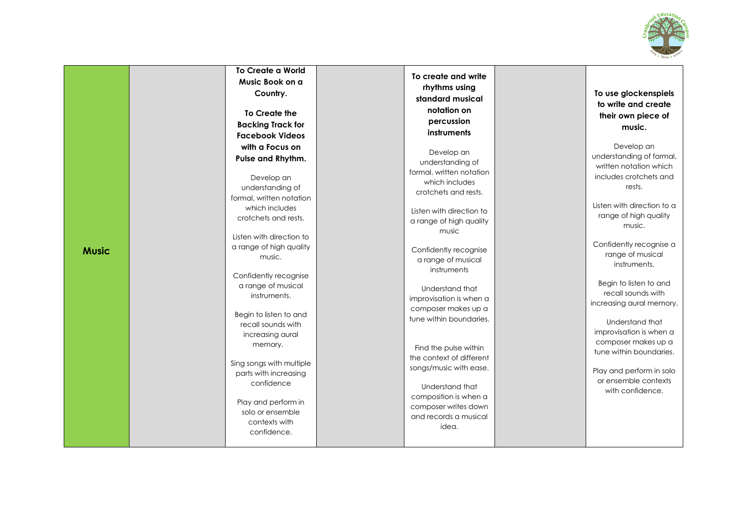| Music | | **To Create a World Music Book on a Country.**<br><br>**To Create the Backing Track for Facebook Videos with a Focus on Pulse and Rhythm.**<br><br>Develop an understanding of formal, written notation which includes crotchets and rests.<br><br>Listen with direction to a range of high quality music.<br><br>Confidently recognise a range of musical instruments.<br><br>Begin to listen to and recall sounds with increasing aural memory.<br><br>Sing songs with multiple parts with increasing confidence<br><br>Play and perform in solo or ensemble contexts with confidence. | | **To create and write rhythms using standard musical notation on percussion instruments**<br><br>Develop an understanding of formal, written notation which includes crotchets and rests.<br><br>Listen with direction to a range of high quality music<br><br>Confidently recognise a range of musical instruments<br><br>Understand that improvisation is when a composer makes up a tune within boundaries.<br><br>Find the pulse within the context of different songs/music with ease.<br><br>Understand that composition is when a composer writes down and records a musical idea. | | **To use glockenspiels to write and create their own piece of music.**<br><br>Develop an understanding of formal, written notation which includes crotchets and rests.<br><br>Listen with direction to a range of high quality music.<br><br>Confidently recognise a range of musical instruments.<br><br>Begin to listen to and recall sounds with increasing aural memory.<br><br>Understand that improvisation is when a composer makes up a tune within boundaries.<br><br>Play and perform in solo or ensemble contexts with confidence. |
|---|---|---|---|---|---|---|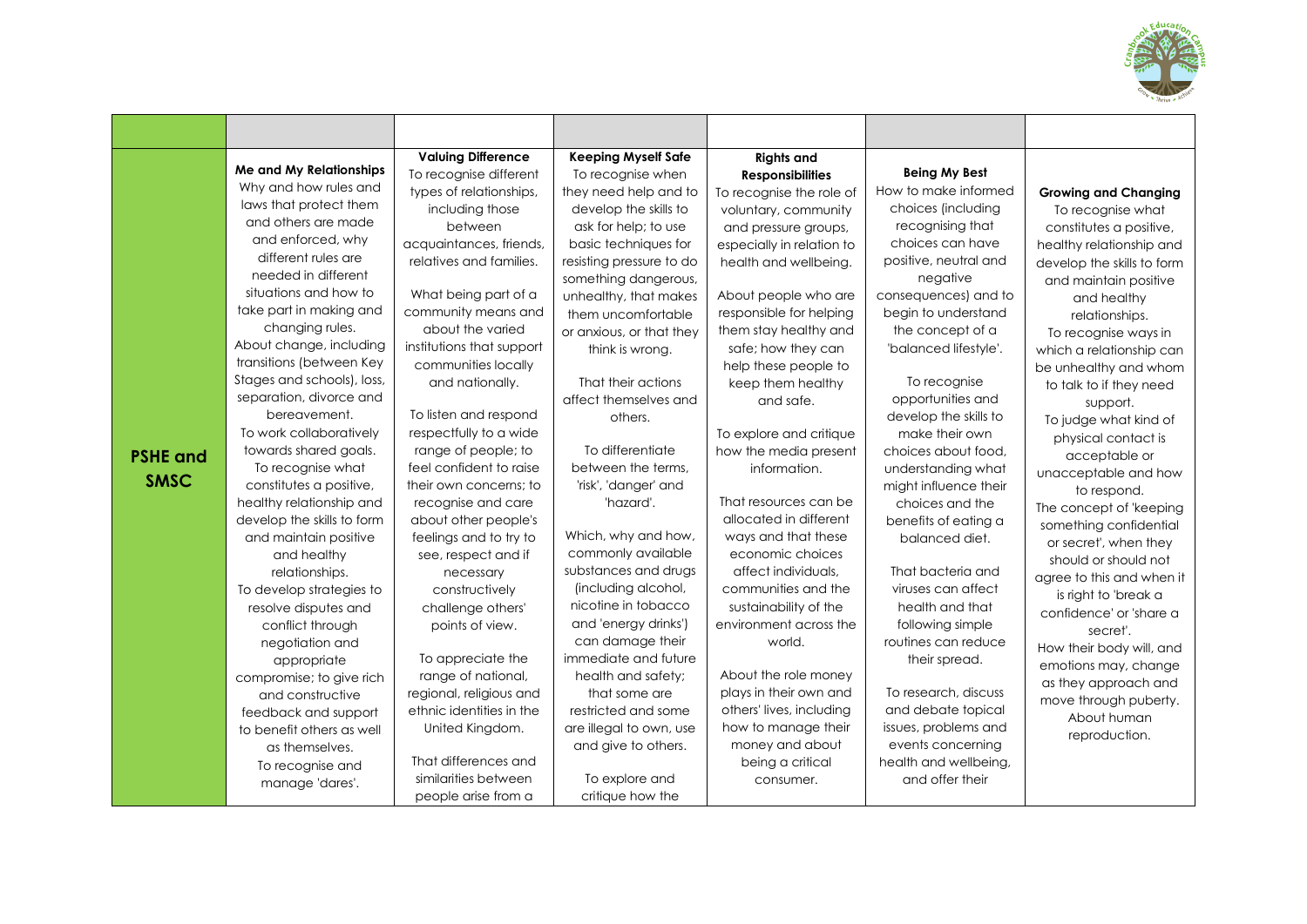| | | | | | | |
|---|---|---|---|---|---|---|
| **PSHE and SMSC** | **Me and My Relationships** Why and how rules and laws that protect them and others are made and enforced, why different rules are needed in different situations and how to take part in making and changing rules. About change, including transitions (between Key Stages and schools), loss, separation, divorce and bereavement. To work collaboratively towards shared goals. To recognise what constitutes a positive, healthy relationship and develop the skills to form and maintain positive and healthy relationships. To develop strategies to resolve disputes and conflict through negotiation and appropriate compromise; to give rich and constructive feedback and support to benefit others as well as themselves. To recognise and manage 'dares'. | **Valuing Difference** To recognise different types of relationships, including those between acquaintances, friends, relatives and families. What being part of a community means and about the varied institutions that support communities locally and nationally. To listen and respond respectfully to a wide range of people; to feel confident to raise their own concerns; to recognise and care about other people's feelings and to try to see, respect and if necessary constructively challenge others' points of view. To appreciate the range of national, regional, religious and ethnic identities in the United Kingdom. That differences and similarities between people arise from a | **Keeping Myself Safe** To recognise when they need help and to develop the skills to ask for help; to use basic techniques for resisting pressure to do something dangerous, unhealthy, that makes them uncomfortable or anxious, or that they think is wrong. That their actions affect themselves and others. To differentiate between the terms, 'risk', 'danger' and 'hazard'. Which, why and how, commonly available substances and drugs (including alcohol, nicotine in tobacco and 'energy drinks') can damage their immediate and future health and safety; that some are restricted and some are illegal to own, use and give to others. To explore and critique how the | **Rights and Responsibilities** To recognise the role of voluntary, community and pressure groups, especially in relation to health and wellbeing. About people who are responsible for helping them stay healthy and safe; how they can help these people to keep them healthy and safe. To explore and critique how the media present information. That resources can be allocated in different ways and that these economic choices affect individuals, communities and the sustainability of the environment across the world. About the role money plays in their own and others' lives, including how to manage their money and about being a critical consumer. | **Being My Best** How to make informed choices (including recognising that choices can have positive, neutral and negative consequences) and to begin to understand the concept of a 'balanced lifestyle'. To recognise opportunities and develop the skills to make their own choices about food, understanding what might influence their choices and the benefits of eating a balanced diet. That bacteria and viruses can affect health and that following simple routines can reduce their spread. To research, discuss and debate topical issues, problems and events concerning health and wellbeing, and offer their | **Growing and Changing** To recognise what constitutes a positive, healthy relationship and develop the skills to form and maintain positive and healthy relationships. To recognise ways in which a relationship can be unhealthy and whom to talk to if they need support. To judge what kind of physical contact is acceptable or unacceptable and how to respond. The concept of 'keeping something confidential or secret', when they should or should not agree to this and when it is right to 'break a confidence' or 'share a secret'. How their body will, and emotions may, change as they approach and move through puberty. About human reproduction. |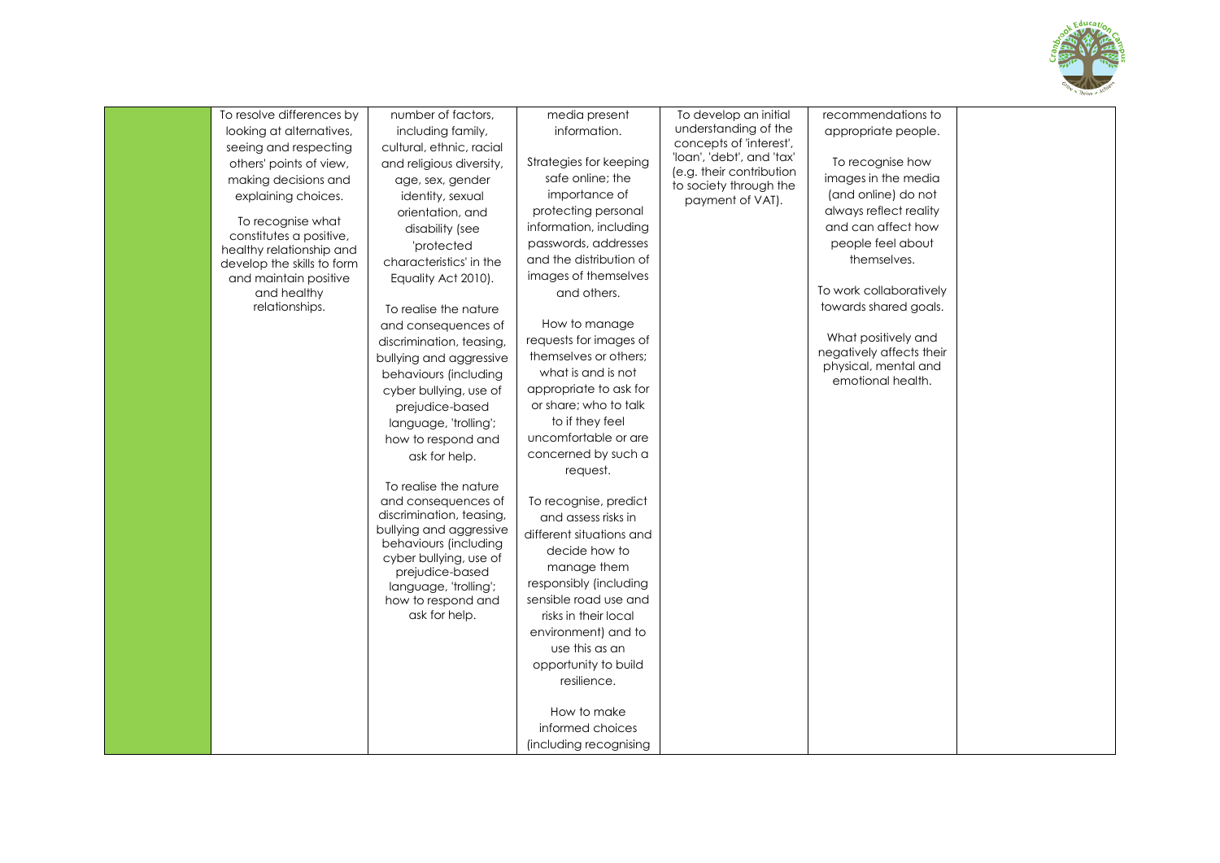| | | | | | | |
|---|---|---|---|---|---|---|
| | To resolve differences by looking at alternatives, seeing and respecting others' points of view, making decisions and explaining choices.<br><br>To recognise what constitutes a positive, healthy relationship and develop the skills to form and maintain positive and healthy relationships. | number of factors, including family, cultural, ethnic, racial and religious diversity, age, sex, gender identity, sexual orientation, and disability (see 'protected characteristics' in the Equality Act 2010).<br><br>To realise the nature and consequences of discrimination, teasing, bullying and aggressive behaviours (including cyber bullying, use of prejudice-based language, 'trolling'; how to respond and ask for help.<br><br>To realise the nature and consequences of discrimination, teasing, bullying and aggressive behaviours (including cyber bullying, use of prejudice-based language, 'trolling'; how to respond and ask for help. | media present information.<br><br>Strategies for keeping safe online; the importance of protecting personal information, including passwords, addresses and the distribution of images of themselves and others.<br><br>How to manage requests for images of themselves or others; what is and is not appropriate to ask for or share; who to talk to if they feel uncomfortable or are concerned by such a request.<br><br>To recognise, predict and assess risks in different situations and decide how to manage them responsibly (including sensible road use and risks in their local environment) and to use this as an opportunity to build resilience.<br><br>How to make informed choices (including recognising | To develop an initial understanding of the concepts of 'interest', 'loan', 'debt', and 'tax' (e.g. their contribution to society through the payment of VAT). | recommendations to appropriate people.<br><br>To recognise how images in the media (and online) do not always reflect reality and can affect how people feel about themselves.<br><br>To work collaboratively towards shared goals.<br><br>What positively and negatively affects their physical, mental and emotional health. | |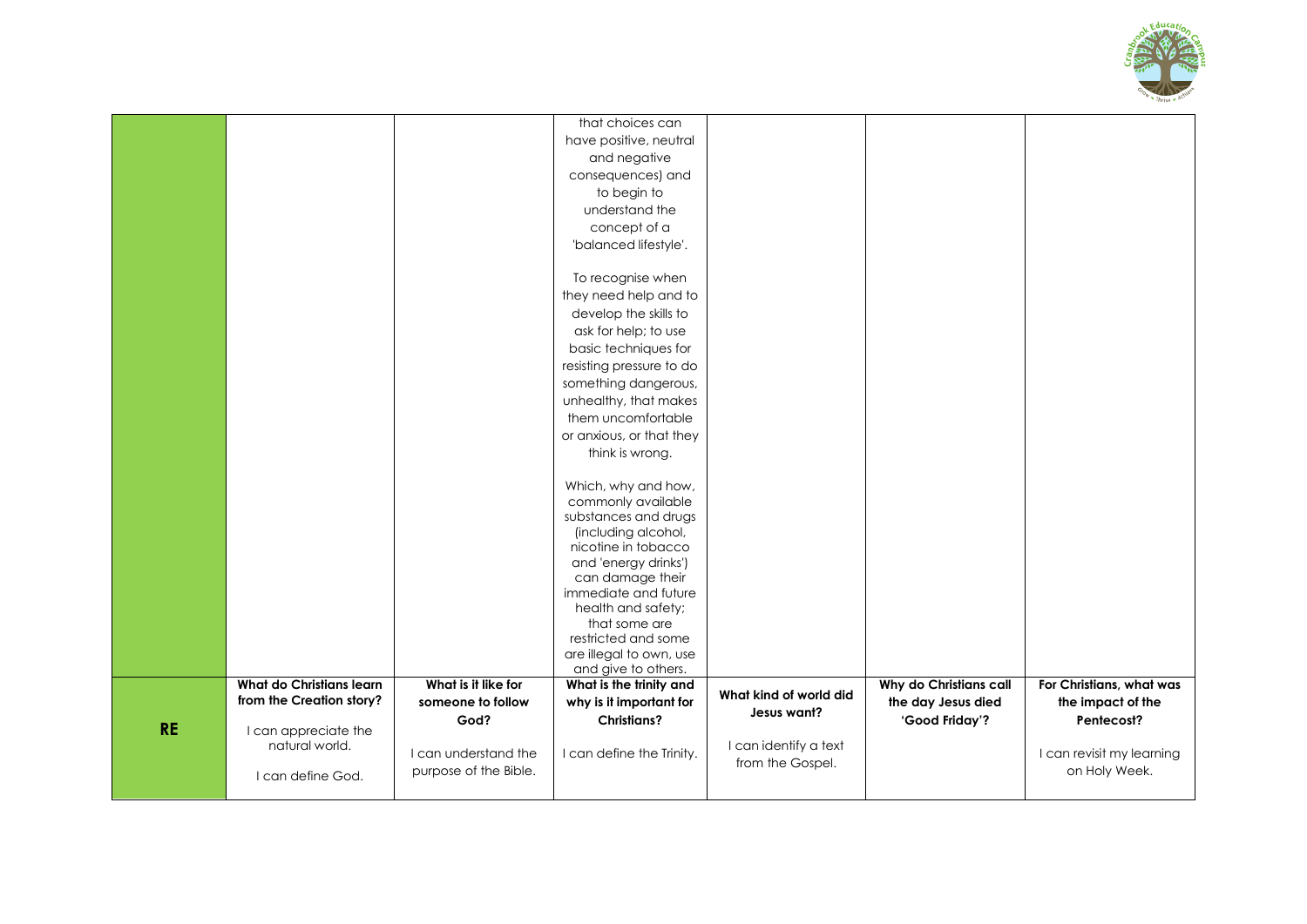| | | | | | | |
|---|---|---|---|---|---|---|
| | | | that choices can have positive, neutral and negative consequences) and to begin to understand the concept of a 'balanced lifestyle'.<br><br>To recognise when they need help and to develop the skills to ask for help; to use basic techniques for resisting pressure to do something dangerous, unhealthy, that makes them uncomfortable or anxious, or that they think is wrong.<br><br>Which, why and how, commonly available substances and drugs (including alcohol, nicotine in tobacco and 'energy drinks') can damage their immediate and future health and safety; that some are restricted and some are illegal to own, use and give to others. | | | |
| **RE** | **What do Christians learn from the Creation story?**<br><br>I can appreciate the natural world.<br><br>I can define God. | **What is it like for someone to follow God?**<br><br>I can understand the purpose of the Bible. | **What is the trinity and why is it important for Christians?**<br><br>I can define the Trinity. | **What kind of world did Jesus want?**<br><br>I can identify a text from the Gospel. | **Why do Christians call the day Jesus died 'Good Friday'?** | **For Christians, what was the impact of the Pentecost?**<br><br>I can revisit my learning on Holy Week. |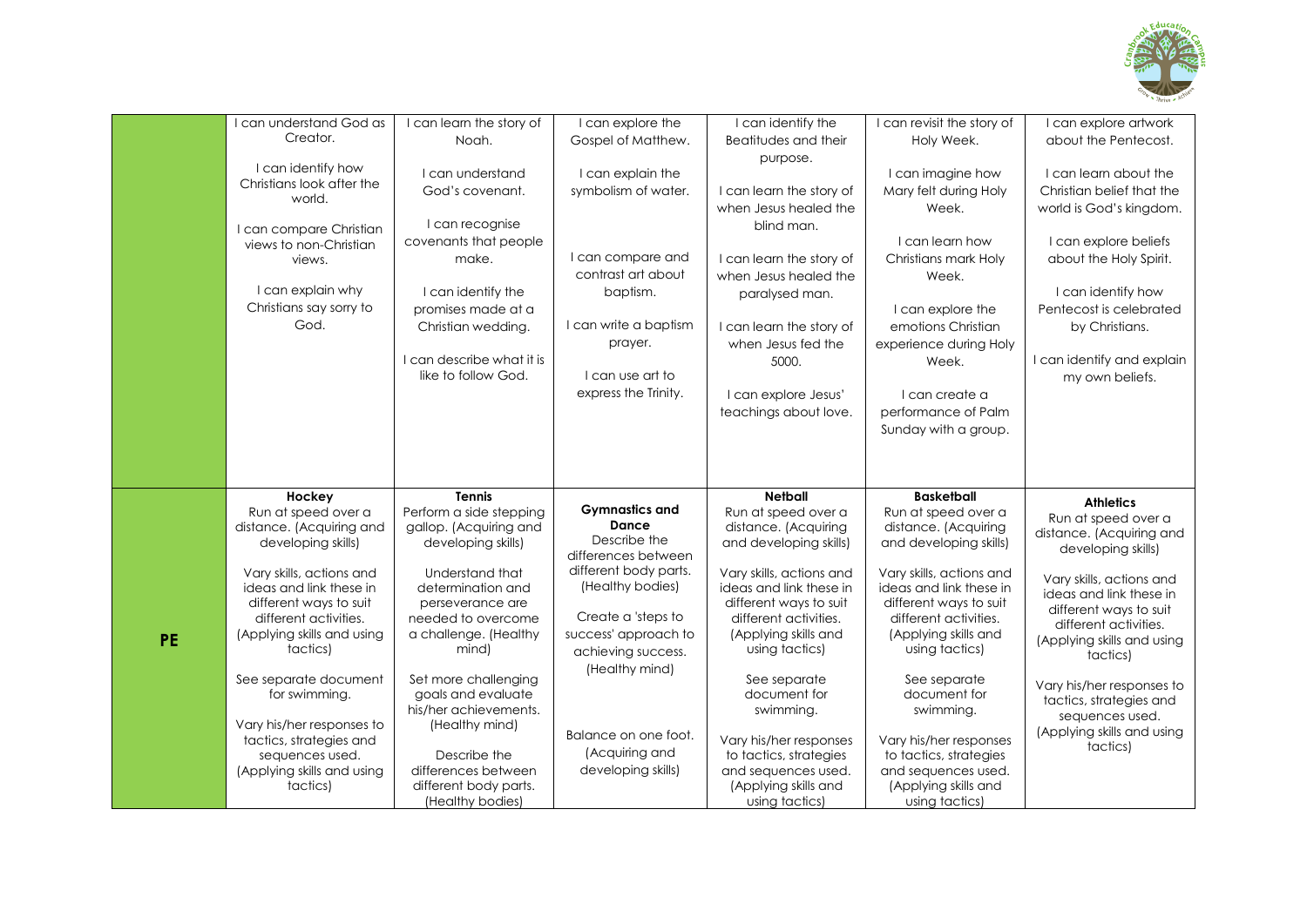| | | | | | | |
|---|---|---|---|---|---|---|
| | I can understand God as Creator.<br><br>I can identify how Christians look after the world.<br><br>I can compare Christian views to non-Christian views.<br><br>I can explain why Christians say sorry to God. | I can learn the story of Noah.<br><br>I can understand God's covenant.<br><br>I can recognise covenants that people make.<br><br>I can identify the promises made at a Christian wedding.<br><br>I can describe what it is like to follow God. | I can explore the Gospel of Matthew.<br><br>I can explain the symbolism of water.<br><br>I can compare and contrast art about baptism.<br><br>I can write a baptism prayer.<br><br>I can use art to express the Trinity. | I can identify the Beatitudes and their purpose.<br><br>I can learn the story of when Jesus healed the blind man.<br><br>I can learn the story of when Jesus healed the paralysed man.<br><br>I can learn the story of when Jesus fed the 5000.<br><br>I can explore Jesus' teachings about love. | I can revisit the story of Holy Week.<br><br>I can imagine how Mary felt during Holy Week.<br><br>I can learn how Christians mark Holy Week.<br><br>I can explore the emotions Christian experience during Holy Week.<br><br>I can create a performance of Palm Sunday with a group. | I can explore artwork about the Pentecost.<br><br>I can learn about the Christian belief that the world is God's kingdom.<br><br>I can explore beliefs about the Holy Spirit.<br><br>I can identify how Pentecost is celebrated by Christians.<br><br>I can identify and explain my own beliefs. |
| **PE** | **Hockey**<br>Run at speed over a distance. (Acquiring and developing skills)<br><br>Vary skills, actions and ideas and link these in different ways to suit different activities. (Applying skills and using tactics)<br><br>See separate document for swimming.<br><br>Vary his/her responses to tactics, strategies and sequences used. (Applying skills and using tactics) | **Tennis**<br>Perform a side stepping gallop. (Acquiring and developing skills)<br><br>Understand that determination and perseverance are needed to overcome a challenge. (Healthy mind)<br><br>Set more challenging goals and evaluate his/her achievements. (Healthy mind)<br><br>Describe the differences between different body parts. (Healthy bodies) | **Gymnastics and Dance**<br>Describe the differences between different body parts. (Healthy bodies)<br><br>Create a 'steps to success' approach to achieving success. (Healthy mind)<br><br>Balance on one foot. (Acquiring and developing skills) | **Netball**<br>Run at speed over a distance. (Acquiring and developing skills)<br><br>Vary skills, actions and ideas and link these in different ways to suit different activities. (Applying skills and using tactics)<br><br>See separate document for swimming.<br><br>Vary his/her responses to tactics, strategies and sequences used. (Applying skills and using tactics) | **Basketball**<br>Run at speed over a distance. (Acquiring and developing skills)<br><br>Vary skills, actions and ideas and link these in different ways to suit different activities. (Applying skills and using tactics)<br><br>See separate document for swimming.<br><br>Vary his/her responses to tactics, strategies and sequences used. (Applying skills and using tactics) | **Athletics**<br>Run at speed over a distance. (Acquiring and developing skills)<br><br>Vary skills, actions and ideas and link these in different ways to suit different activities. (Applying skills and using tactics)<br><br>Vary his/her responses to tactics, strategies and sequences used. (Applying skills and using tactics) |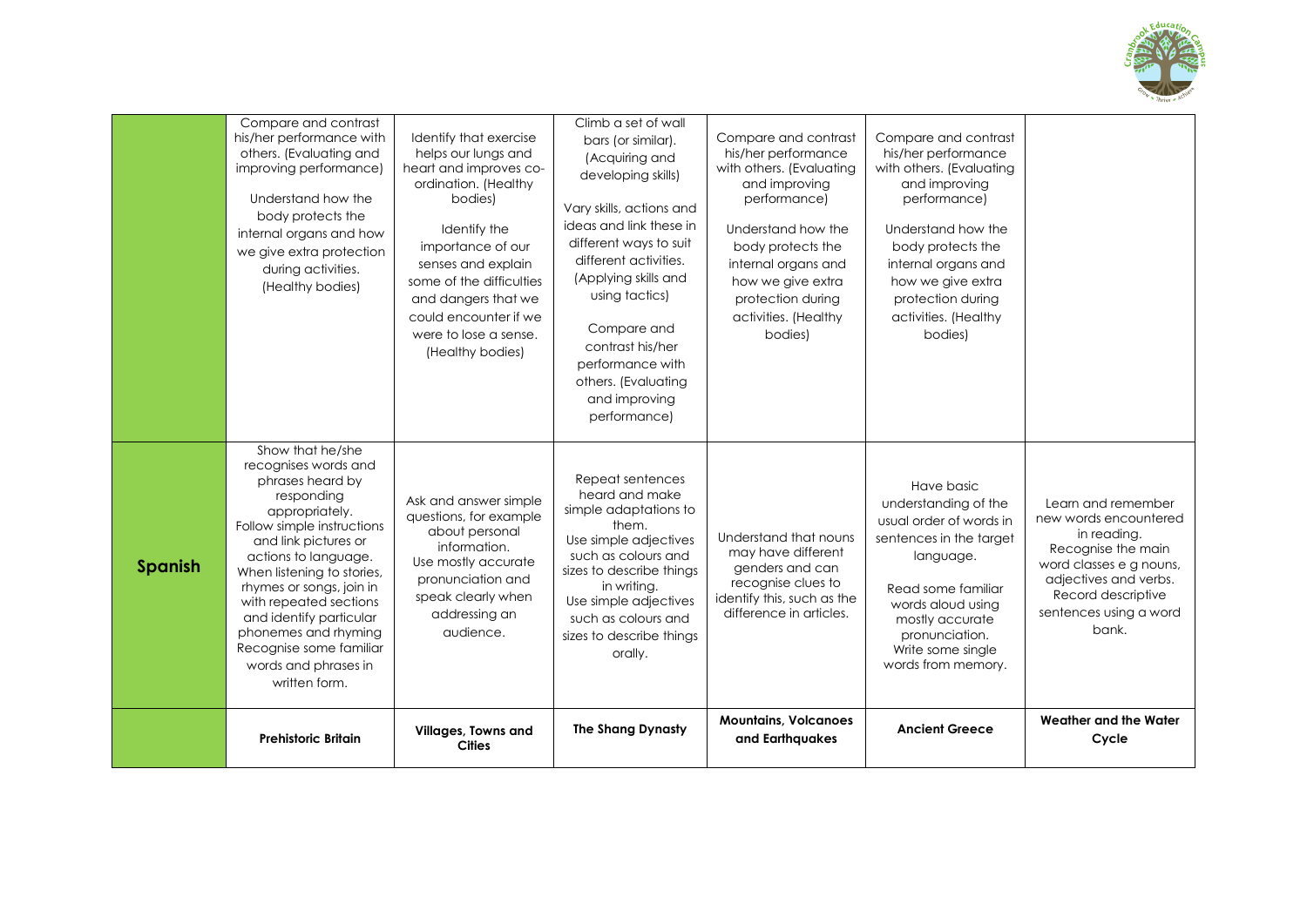| | | | | | | |
|---|---|---|---|---|---|---|
| | Compare and contrast his/her performance with others. (Evaluating and improving performance)<br><br>Understand how the body protects the internal organs and how we give extra protection during activities. (Healthy bodies) | Identify that exercise helps our lungs and heart and improves co-ordination. (Healthy bodies)<br><br>Identify the importance of our senses and explain some of the difficulties and dangers that we could encounter if we were to lose a sense. (Healthy bodies) | Climb a set of wall bars (or similar). (Acquiring and developing skills)<br><br>Vary skills, actions and ideas and link these in different ways to suit different activities. (Applying skills and using tactics)<br><br>Compare and contrast his/her performance with others. (Evaluating and improving performance) | Compare and contrast his/her performance with others. (Evaluating and improving performance)<br><br>Understand how the body protects the internal organs and how we give extra protection during activities. (Healthy bodies) | Compare and contrast his/her performance with others. (Evaluating and improving performance)<br><br>Understand how the body protects the internal organs and how we give extra protection during activities. (Healthy bodies) | |
| **Spanish** | Show that he/she recognises words and phrases heard by responding appropriately.<br>Follow simple instructions and link pictures or actions to language.<br>When listening to stories, rhymes or songs, join in with repeated sections and identify particular phonemes and rhyming<br>Recognise some familiar words and phrases in written form. | Ask and answer simple questions, for example about personal information.<br>Use mostly accurate pronunciation and speak clearly when addressing an audience. | Repeat sentences heard and make simple adaptations to them.<br>Use simple adjectives such as colours and sizes to describe things in writing.<br>Use simple adjectives such as colours and sizes to describe things orally. | Understand that nouns may have different genders and can recognise clues to identify this, such as the difference in articles. | Have basic understanding of the usual order of words in sentences in the target language.<br><br>Read some familiar words aloud using mostly accurate pronunciation.<br>Write some single words from memory. | Learn and remember new words encountered in reading.<br>Recognise the main word classes e g nouns, adjectives and verbs.<br>Record descriptive sentences using a word bank. |
| | **Prehistoric Britain** | **Villages, Towns and Cities** | **The Shang Dynasty** | **Mountains, Volcanoes and Earthquakes** | **Ancient Greece** | **Weather and the Water Cycle** |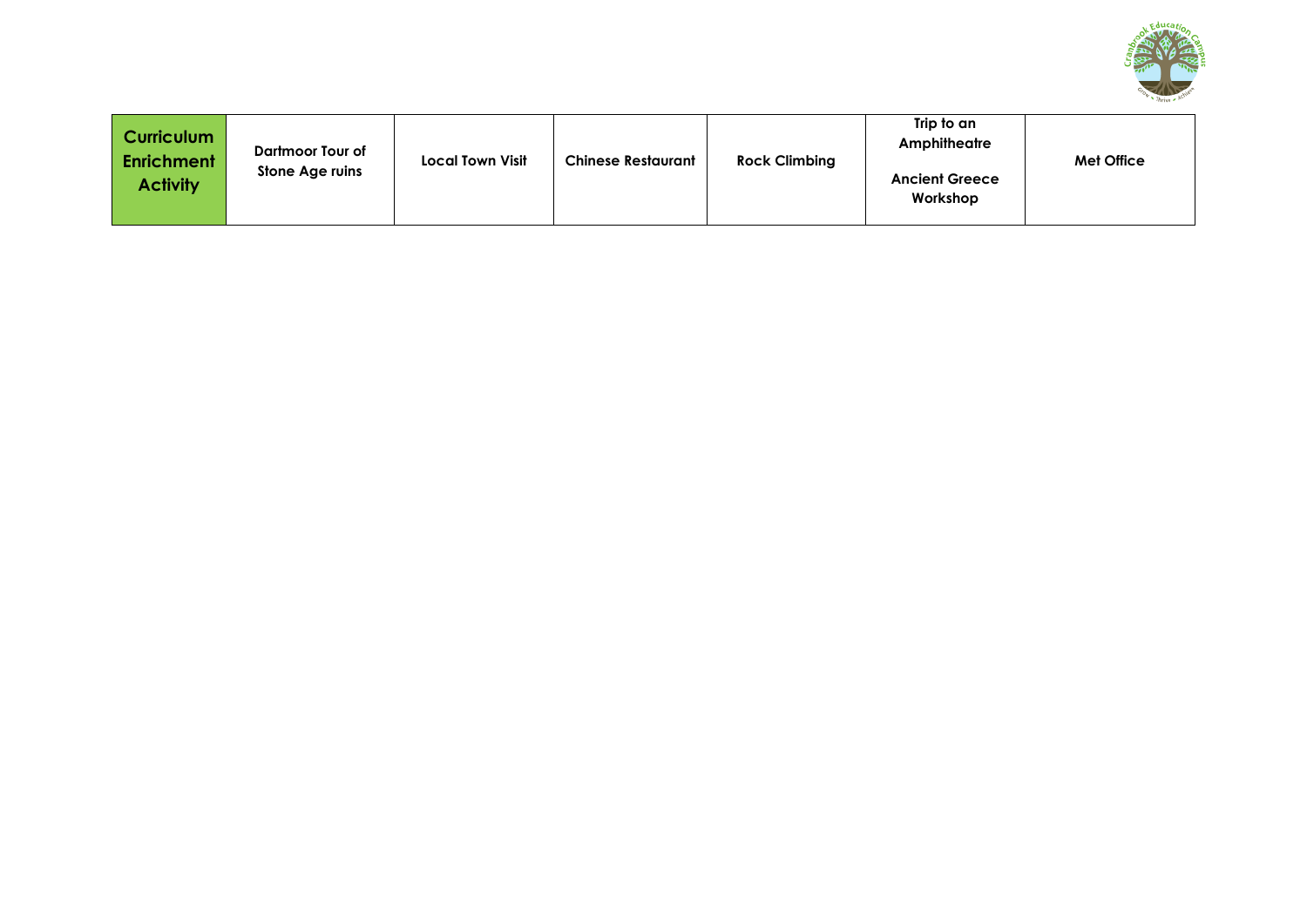| | | | | | | |
|---|---|---|---|---|---|---|
| **Curriculum Enrichment Activity** | **Dartmoor Tour of Stone Age ruins** | **Local Town Visit** | **Chinese Restaurant** | **Rock Climbing** | **Trip to an Amphitheatre**<br><br>**Ancient Greece Workshop** | **Met Office** |